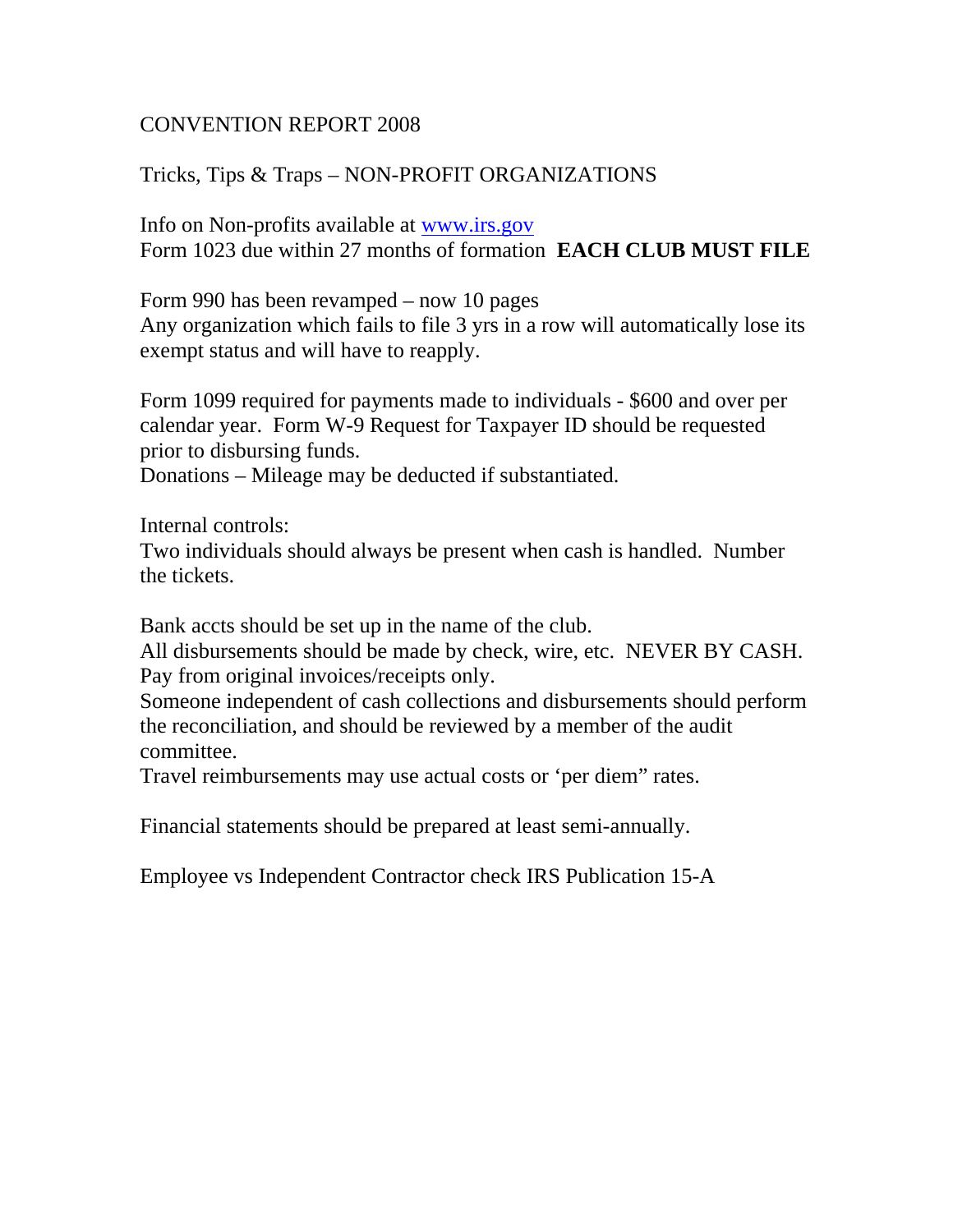CONVENTION REPORT 2008

Tricks, Tips & Traps – NON-PROFIT ORGANIZATIONS

Info on Non-profits available at [www.irs.gov](http://www.irs.gov)
Form 1023 due within 27 months of formation **EACH CLUB MUST FILE**

Form 990 has been revamped – now 10 pages
Any organization which fails to file 3 yrs in a row will automatically lose its exempt status and will have to reapply.

Form 1099 required for payments made to individuals - $600 and over per calendar year. Form W-9 Request for Taxpayer ID should be requested prior to disbursing funds.
Donations – Mileage may be deducted if substantiated.

Internal controls:
Two individuals should always be present when cash is handled. Number the tickets.

Bank accts should be set up in the name of the club.
All disbursements should be made by check, wire, etc. NEVER BY CASH.
Pay from original invoices/receipts only.
Someone independent of cash collections and disbursements should perform the reconciliation, and should be reviewed by a member of the audit committee.
Travel reimbursements may use actual costs or 'per diem" rates.

Financial statements should be prepared at least semi-annually.

Employee vs Independent Contractor check IRS Publication 15-A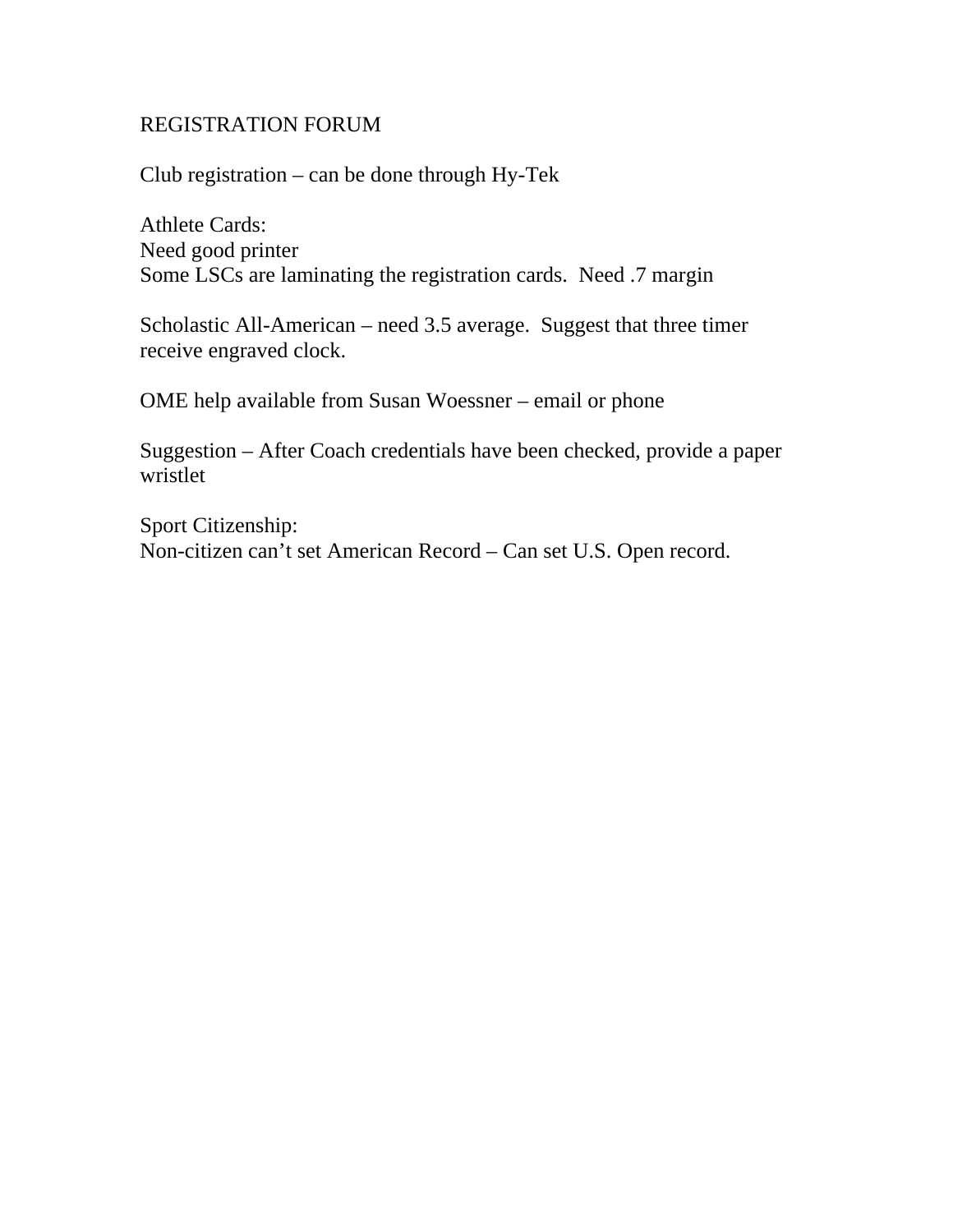# REGISTRATION FORUM

Club registration – can be done through Hy-Tek

Athlete Cards:
Need good printer
Some LSCs are laminating the registration cards.  Need .7 margin

Scholastic All-American – need 3.5 average.  Suggest that three timer receive engraved clock.

OME help available from Susan Woessner – email or phone

Suggestion – After Coach credentials have been checked, provide a paper wristlet

Sport Citizenship:
Non-citizen can't set American Record – Can set U.S. Open record.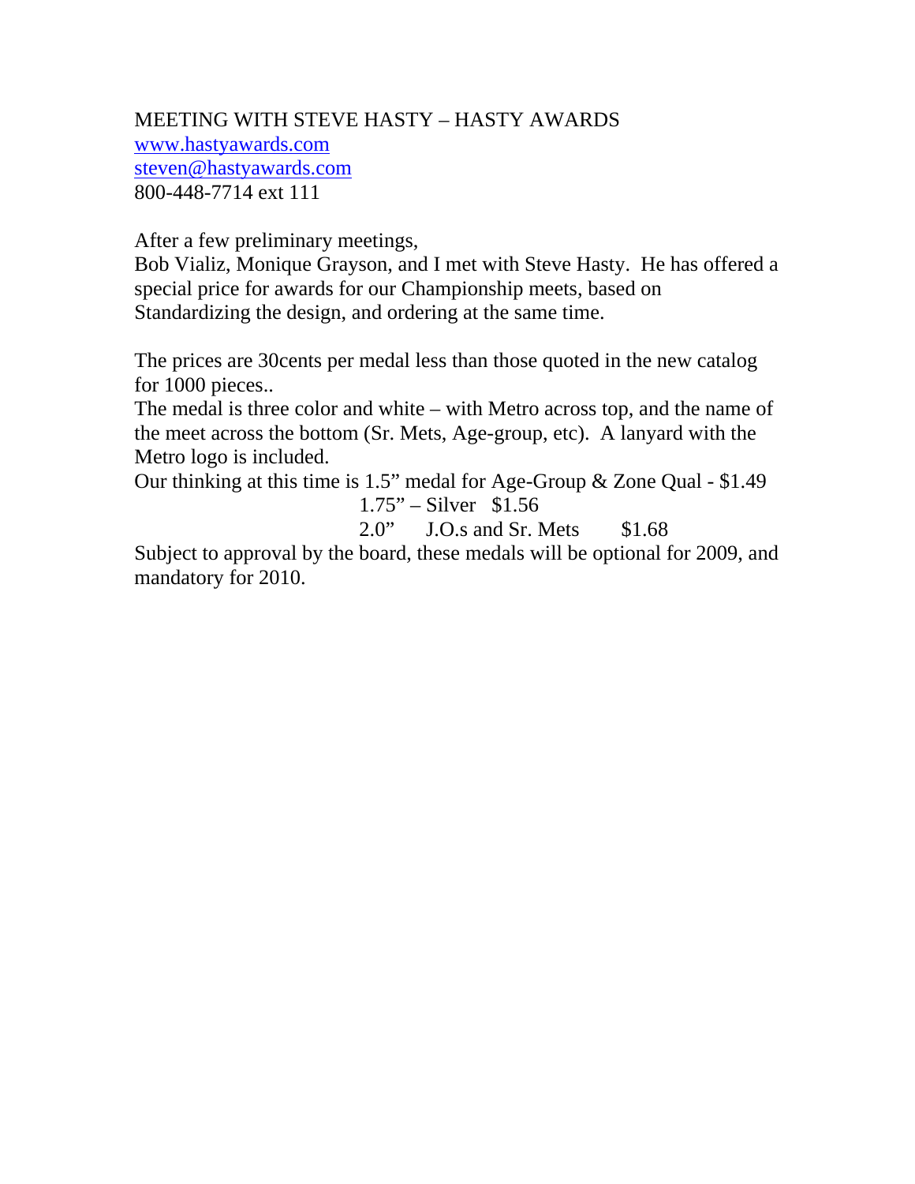MEETING WITH STEVE HASTY – HASTY AWARDS
www.hastyawards.com
steven@hastyawards.com
800-448-7714 ext 111

After a few preliminary meetings,
Bob Vializ, Monique Grayson, and I met with Steve Hasty. He has offered a special price for awards for our Championship meets, based on Standardizing the design, and ordering at the same time.

The prices are 30cents per medal less than those quoted in the new catalog for 1000 pieces..
The medal is three color and white – with Metro across top, and the name of the meet across the bottom (Sr. Mets, Age-group, etc). A lanyard with the Metro logo is included.
Our thinking at this time is 1.5" medal for Age-Group & Zone Qual - $1.49
1.75" – Silver $1.56
2.0" J.O.s and Sr. Mets $1.68
Subject to approval by the board, these medals will be optional for 2009, and mandatory for 2010.